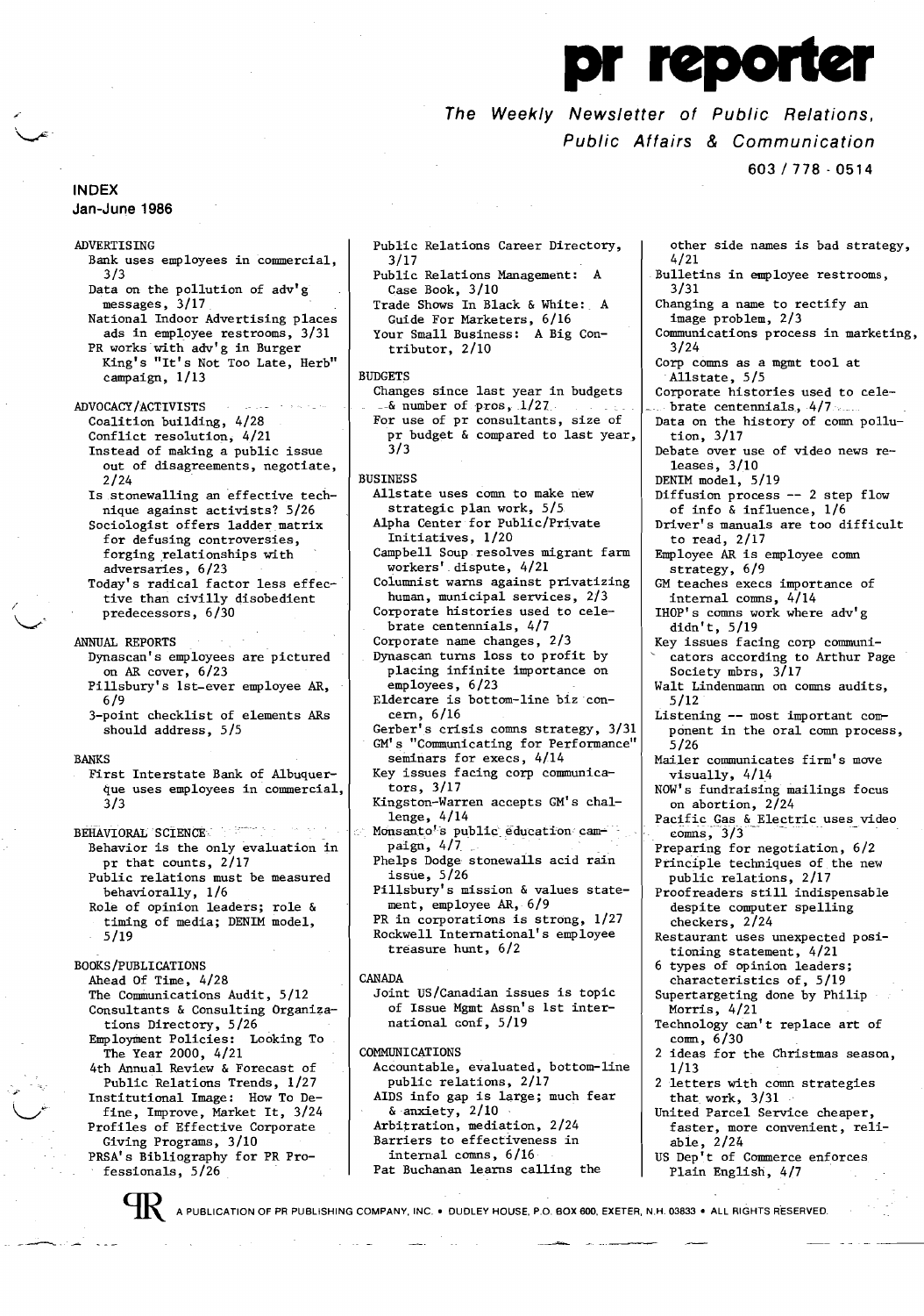# pr reporter

*The Weekly Newsletter of Public Relations, Public Affairs & Communication*

603 / 778 - 0514

## INDEX
### Jan-June 1986

**ADVERTISING**
- Bank uses employees in commercial, 3/3
- Data on the pollution of adv'g messages, 3/17
- National Indoor Advertising places ads in employee restrooms, 3/31
- PR works with adv'g in Burger King's "It's Not Too Late, Herb" campaign, 1/13

**ADVOCACY/ACTIVISTS**
- Coalition building, 4/28
- Conflict resolution, 4/21
- Instead of making a public issue out of disagreements, negotiate, 2/24
- Is stonewalling an effective technique against activists? 5/26
- Sociologist offers ladder matrix for defusing controversies, forging relationships with adversaries, 6/23
- Today's radical factor less effective than civilly disobedient predecessors, 6/30

**ANNUAL REPORTS**
- Dynascan's employees are pictured on AR cover, 6/23
- Pillsbury's 1st-ever employee AR, 6/9
- 3-point checklist of elements ARs should address, 5/5

**BANKS**
- First Interstate Bank of Albuquerque uses employees in commercial, 3/3

**BEHAVIORAL SCIENCE**
- Behavior is the only evaluation in pr that counts, 2/17
- Public relations must be measured behaviorally, 1/6
- Role of opinion leaders; role & timing of media; DENIM model, 5/19

**BOOKS/PUBLICATIONS**
- Ahead Of Time, 4/28
- The Communications Audit, 5/12
- Consultants & Consulting Organizations Directory, 5/26
- Employment Policies: Looking To The Year 2000, 4/21
- 4th Annual Review & Forecast of Public Relations Trends, 1/27
- Institutional Image: How To Define, Improve, Market It, 3/24
- Profiles of Effective Corporate Giving Programs, 3/10
- PRSA's Bibliography for PR Professionals, 5/26
- Public Relations Career Directory, 3/17
- Public Relations Management: A Case Book, 3/10
- Trade Shows In Black & White: A Guide For Marketers, 6/16
- Your Small Business: A Big Contributor, 2/10

**BUDGETS**
- Changes since last year in budgets & number of pros, 1/27
- For use of pr consultants, size of pr budget & compared to last year, 3/3

**BUSINESS**
- Allstate uses comn to make new strategic plan work, 5/5
- Alpha Center for Public/Private Initiatives, 1/20
- Campbell Soup resolves migrant farm workers' dispute, 4/21
- Columnist warns against privatizing human, municipal services, 2/3
- Corporate histories used to celebrate centennials, 4/7
- Corporate name changes, 2/3
- Dynascan turns loss to profit by placing infinite importance on employees, 6/23
- Eldercare is bottom-line biz concern, 6/16
- Gerber's crisis comns strategy, 3/31
- GM's "Communicating for Performance" seminars for execs, 4/14
- Key issues facing corp communicators, 3/17
- Kingston-Warren accepts GM's challenge, 4/14
- Monsanto's public education campaign, 4/7
- Phelps Dodge stonewalls acid rain issue, 5/26
- Pillsbury's mission & values statement, employee AR, 6/9
- PR in corporations is strong, 1/27
- Rockwell International's employee treasure hunt, 6/2

**CANADA**
- Joint US/Canadian issues is topic of Issue Mgmt Assn's 1st international conf, 5/19

**COMMUNICATIONS**
- Accountable, evaluated, bottom-line public relations, 2/17
- AIDS info gap is large; much fear & anxiety, 2/10
- Arbitration, mediation, 2/24
- Barriers to effectiveness in internal comns, 6/16
- Pat Buchanan learns calling the other side names is bad strategy, 4/21
- Bulletins in employee restrooms, 3/31
- Changing a name to rectify an image problem, 2/3
- Communications process in marketing, 3/24
- Corp comns as a mgmt tool at Allstate, 5/5
- Corporate histories used to celebrate centennials, 4/7
- Data on the history of comn pollution, 3/17
- Debate over use of video news releases, 3/10
- DENIM model, 5/19
- Diffusion process -- 2 step flow of info & influence, 1/6
- Driver's manuals are too difficult to read, 2/17
- Employee AR is employee comn strategy, 6/9
- GM teaches execs importance of internal comns, 4/14
- IHOP's comns work where adv'g didn't, 5/19
- Key issues facing corp communicators according to Arthur Page Society mbrs, 3/17
- Walt Lindenmann on comns audits, 5/12
- Listening -- most important component in the oral comn process, 5/26
- Mailer communicates firm's move visually, 4/14
- NOW's fundraising mailings focus on abortion, 2/24
- Pacific Gas & Electric uses video comns, 3/3
- Preparing for negotiation, 6/2
- Principle techniques of the new public relations, 2/17
- Proofreaders still indispensable despite computer spelling checkers, 2/24
- Restaurant uses unexpected positioning statement, 4/21
- 6 types of opinion leaders; characteristics of, 5/19
- Supertargeting done by Philip Morris, 4/21
- Technology can't replace art of comn, 6/30
- 2 ideas for the Christmas season, 1/13
- 2 letters with comn strategies that work, 3/31
- United Parcel Service cheaper, faster, more convenient, reliable, 2/24
- US Dep't of Commerce enforces Plain English, 4/7

A PUBLICATION OF PR PUBLISHING COMPANY, INC. • DUDLEY HOUSE, P.O. BOX 600, EXETER, N.H. 03833 • ALL RIGHTS RESERVED.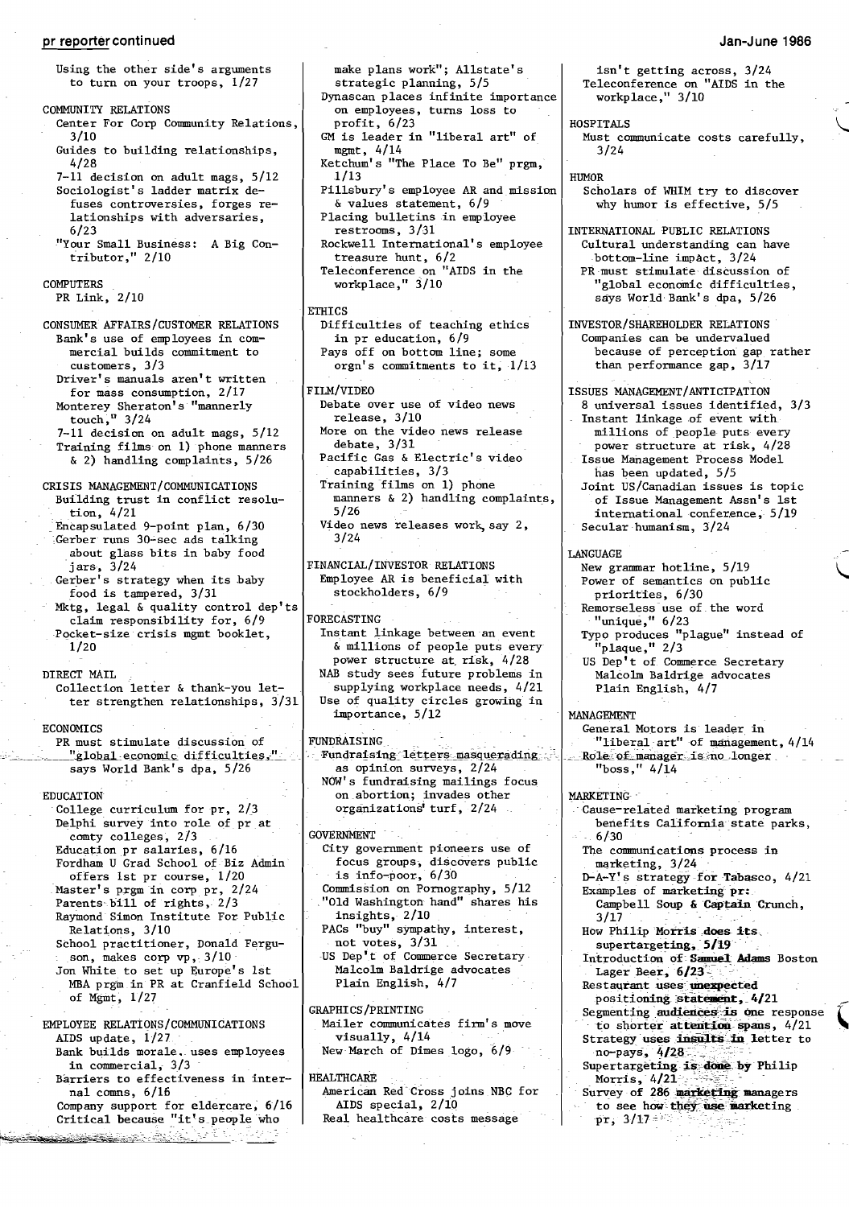Using the other side's arguments to turn on your troops, 1/27

COMMUNITY RELATIONS
- Center For Corp Community Relations, 3/10
- Guides to building relationships, 4/28
- 7-11 decision on adult mags, 5/12
- Sociologist's ladder matrix defuses controversies, forges relationships with adversaries, 6/23
- "Your Small Business: A Big Contributor," 2/10

COMPUTERS
- PR Link, 2/10

CONSUMER AFFAIRS/CUSTOMER RELATIONS
- Bank's use of employees in commercial builds commitment to customers, 3/3
- Driver's manuals aren't written for mass consumption, 2/17
- Monterey Sheraton's "mannerly touch," 3/24
- 7-11 decision on adult mags, 5/12
- Training films on 1) phone manners & 2) handling complaints, 5/26

CRISIS MANAGEMENT/COMMUNICATIONS
- Building trust in conflict resolution, 4/21
- Encapsulated 9-point plan, 6/30
- Gerber runs 30-sec ads talking about glass bits in baby food jars, 3/24
- Gerber's strategy when its baby food is tampered, 3/31
- Mktg, legal & quality control dep'ts claim responsibility for, 6/9
- Pocket-size crisis mgmt booklet, 1/20

DIRECT MAIL
- Collection letter & thank-you letter strengthen relationships, 3/31

ECONOMICS
- PR must stimulate discussion of "global economic difficulties," says World Bank's dpa, 5/26

EDUCATION
- College curriculum for pr, 2/3
- Delphi survey into role of pr at comty colleges, 2/3
- Education pr salaries, 6/16
- Fordham U Grad School of Biz Admin offers 1st pr course, 1/20
- Master's prgm in corp pr, 2/24
- Parents bill of rights, 2/3
- Raymond Simon Institute For Public Relations, 3/10
- School practitioner, Donald Ferguson, makes corp vp, 3/10
- Jon White to set up Europe's 1st MBA prgm in PR at Cranfield School of Mgmt, 1/27

EMPLOYEE RELATIONS/COMMUNICATIONS
- AIDS update, 1/27
- Bank builds morale.. uses employees in commercial, 3/3
- Barriers to effectiveness in internal comns, 6/16
- Company support for eldercare, 6/16
- Critical because "it's people who make plans work"; Allstate's strategic planning, 5/5
- Dynascan places infinite importance on employees, turns loss to profit, 6/23
- GM is leader in "liberal art" of mgmt, 4/14
- Ketchum's "The Place To Be" prgm, 1/13
- Pillsbury's employee AR and mission & values statement, 6/9
- Placing bulletins in employee restrooms, 3/31
- Rockwell International's employee treasure hunt, 6/2
- Teleconference on "AIDS in the workplace," 3/10

ETHICS
- Difficulties of teaching ethics in pr education, 6/9
- Pays off on bottom line; some orgn's commitments to it, 1/13

FILM/VIDEO
- Debate over use of video news release, 3/10
- More on the video news release debate, 3/31
- Pacific Gas & Electric's video capabilities, 3/3
- Training films on 1) phone manners & 2) handling complaints, 5/26
- Video news releases work, say 2, 3/24

FINANCIAL/INVESTOR RELATIONS
- Employee AR is beneficial with stockholders, 6/9

FORECASTING
- Instant linkage between an event & millions of people puts every power structure at risk, 4/28
- NAB study sees future problems in supplying workplace needs, 4/21
- Use of quality circles growing in importance, 5/12

FUNDRAISING
- Fundraising letters masquerading as opinion surveys, 2/24
- NOW's fundraising mailings focus on abortion; invades other organizations' turf, 2/24

GOVERNMENT
- City government pioneers use of focus groups, discovers public is info-poor, 6/30
- Commission on Pornography, 5/12
- "Old Washington hand" shares his insights, 2/10
- PACs "buy" sympathy, interest, not votes, 3/31
- US Dep't of Commerce Secretary Malcolm Baldrige advocates Plain English, 4/7

GRAPHICS/PRINTING
- Mailer communicates firm's move visually, 4/14
- New March of Dimes logo, 6/9

HEALTHCARE
- American Red Cross joins NBC for AIDS special, 2/10
- Real healthcare costs message isn't getting across, 3/24
- Teleconference on "AIDS in the workplace," 3/10

HOSPITALS
- Must communicate costs carefully, 3/24

HUMOR
- Scholars of WHIM try to discover why humor is effective, 5/5

INTERNATIONAL PUBLIC RELATIONS
- Cultural understanding can have bottom-line impact, 3/24
- PR must stimulate discussion of "global economic difficulties," says World Bank's dpa, 5/26

INVESTOR/SHAREHOLDER RELATIONS
- Companies can be undervalued because of perception gap rather than performance gap, 3/17

ISSUES MANAGEMENT/ANTICIPATION
- 8 universal issues identified, 3/3
- Instant linkage of event with millions of people puts every power structure at risk, 4/28
- Issue Management Process Model has been updated, 5/5
- Joint US/Canadian issues is topic of Issue Management Assn's 1st international conference, 5/19
- Secular humanism, 3/24

LANGUAGE
- New grammar hotline, 5/19
- Power of semantics on public priorities, 6/30
- Remorseless use of the word "unique," 6/23
- Typo produces "plague" instead of "plaque," 2/3
- US Dep't of Commerce Secretary Malcolm Baldrige advocates Plain English, 4/7

MANAGEMENT
- General Motors is leader in "liberal art" of management, 4/14
- Role of manager is no longer "boss," 4/14

MARKETING
- Cause-related marketing program benefits California state parks, 6/30
- The communications process in marketing, 3/24
- D-A-Y's strategy for Tabasco, 4/21
- Examples of marketing pr: Campbell Soup & Captain Crunch, 3/17
- How Philip Morris does its supertargeting, 5/19
- Introduction of Samuel Adams Boston Lager Beer, 6/23
- Restaurant uses unexpected positioning statement, 4/21
- Segmenting audiences is one response to shorter attention spans, 4/21
- Strategy uses insults in letter to no-pays, 4/28
- Supertargeting is done by Philip Morris, 4/21
- Survey of 286 marketing managers to see how they use marketing pr, 3/17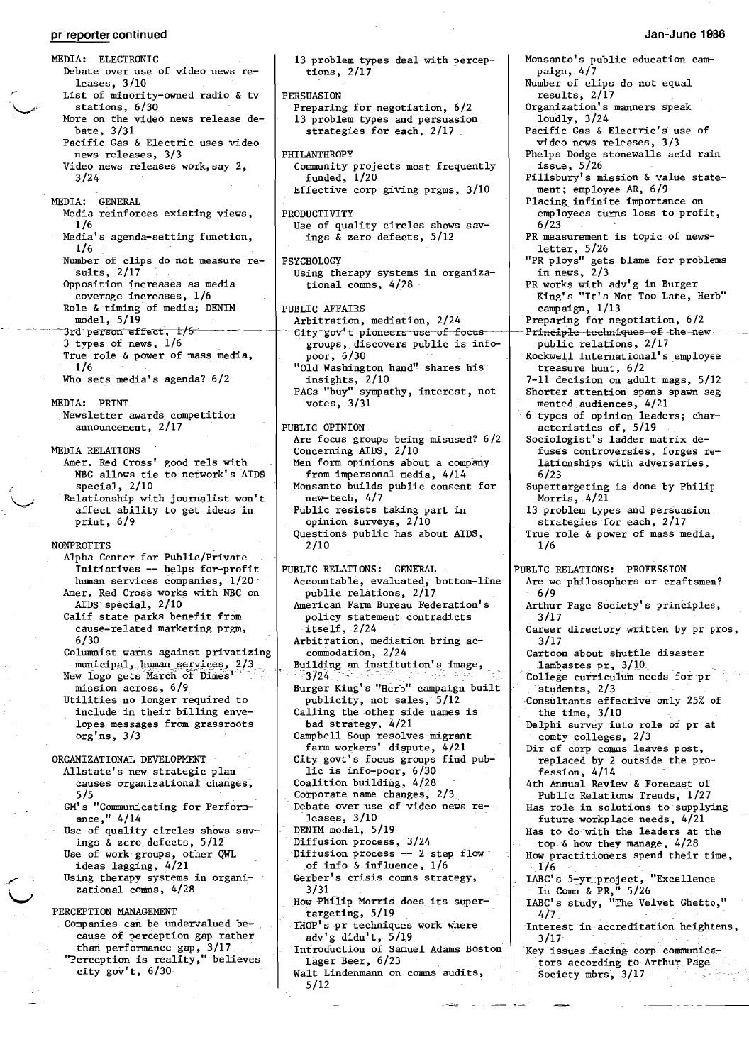MEDIA: ELECTRONIC
- Debate over use of video news releases, 3/10
- List of minority-owned radio & tv stations, 6/30
- More on the video news release debate, 3/31
- Pacific Gas & Electric uses video news releases, 3/3
- Video news releases work, say 2, 3/24

MEDIA: GENERAL
- Media reinforces existing views, 1/6
- Media's agenda-setting function, 1/6
- Number of clips do not measure results, 2/17
- Opposition increases as media coverage increases, 1/6
- Role & timing of media; DENIM model, 5/19
- 3rd person effect, 1/6
- 3 types of news, 1/6
- True role & power of mass media, 1/6
- Who sets media's agenda? 6/2

MEDIA: PRINT
- Newsletter awards competition announcement, 2/17

MEDIA RELATIONS
- Amer. Red Cross' good rels with NBC allows tie to network's AIDS special, 2/10
- Relationship with journalist won't affect ability to get ideas in print, 6/9

NONPROFITS
- Alpha Center for Public/Private Initiatives -- helps for-profit human services companies, 1/20
- Amer. Red Cross works with NBC on AIDS special, 2/10
- Calif state parks benefit from cause-related marketing prgm, 6/30
- Columnist warns against privatizing municipal, human services, 2/3
- New logo gets March of Dimes' mission across, 6/9
- Utilities no longer required to include in their billing envelopes messages from grassroots org'ns, 3/3

ORGANIZATIONAL DEVELOPMENT
- Allstate's new strategic plan causes organizational changes, 5/5
- GM's "Communicating for Performance," 4/14
- Use of quality circles shows savings & zero defects, 5/12
- Use of work groups, other QWL ideas lagging, 4/21
- Using therapy systems in organizational comns, 4/28

PERCEPTION MANAGEMENT
- Companies can be undervalued because of perception gap rather than performance gap, 3/17
- "Perception is reality," believes city gov't, 6/30
- 13 problem types deal with perceptions, 2/17

PERSUASION
- Preparing for negotiation, 6/2
- 13 problem types and persuasion strategies for each, 2/17

PHILANTHROPY
- Community projects most frequently funded, 1/20
- Effective corp giving prgms, 3/10

PRODUCTIVITY
- Use of quality circles shows savings & zero defects, 5/12

PSYCHOLOGY
- Using therapy systems in organizational comns, 4/28

PUBLIC AFFAIRS
- Arbitration, mediation, 2/24
- City gov't pioneers use of focus groups, discovers public is info-poor, 6/30
- "Old Washington hand" shares his insights, 2/10
- PACs "buy" sympathy, interest, not votes, 3/31

PUBLIC OPINION
- Are focus groups being misused? 6/2
- Concerning AIDS, 2/10
- Men form opinions about a company from impersonal media, 4/14
- Monsanto builds public consent for new-tech, 4/7
- Public resists taking part in opinion surveys, 2/10
- Questions public has about AIDS, 2/10

PUBLIC RELATIONS: GENERAL
- Accountable, evaluated, bottom-line public relations, 2/17
- American Farm Bureau Federation's policy statement contradicts itself, 2/24
- Arbitration, mediation bring accommodation, 2/24
- Building an institution's image, 3/24
- Burger King's "Herb" campaign built publicity, not sales, 5/12
- Calling the other side names is bad strategy, 4/21
- Campbell Soup resolves migrant farm workers' dispute, 4/21
- City govt's focus groups find public is info-poor, 6/30
- Coalition building, 4/28
- Corporate name changes, 2/3
- Debate over use of video news releases, 3/10
- DENIM model, 5/19
- Diffusion process, 3/24
- Diffusion process -- 2 step flow of info & influence, 1/6
- Gerber's crisis comns strategy, 3/31
- How Philip Morris does its supertargeting, 5/19
- IHOP's pr techniques work where adv'g didn't, 5/19
- Introduction of Samuel Adams Boston Lager Beer, 6/23
- Walt Lindenmann on comns audits, 5/12
- Monsanto's public education campaign, 4/7
- Number of clips do not equal results, 2/17
- Organization's manners speak loudly, 3/24
- Pacific Gas & Electric's use of video news releases, 3/3
- Phelps Dodge stonewalls acid rain issue, 5/26
- Pillsbury's mission & value statement; employee AR, 6/9
- Placing infinite importance on employees turns loss to profit, 6/23
- PR measurement is topic of newsletter, 5/26
- "PR ploys" gets blame for problems in news, 2/3
- PR works with adv'g in Burger King's "It's Not Too Late, Herb" campaign, 1/13
- Preparing for negotiation, 6/2
- Principle techniques of the new public relations, 2/17
- Rockwell International's employee treasure hunt, 6/2
- 7-11 decision on adult mags, 5/12
- Shorter attention spans spawn segmented audiences, 4/21
- 6 types of opinion leaders; characteristics of, 5/19
- Sociologist's ladder matrix defuses controversies, forges relationships with adversaries, 6/23
- Supertargeting is done by Philip Morris, 4/21
- 13 problem types and persuasion strategies for each, 2/17
- True role & power of mass media, 1/6

PUBLIC RELATIONS: PROFESSION
- Are we philosophers or craftsmen? 6/9
- Arthur Page Society's principles, 3/17
- Career directory written by pr pros, 3/17
- Cartoon about shuttle disaster lambastes pr, 3/10
- College curriculum needs for pr students, 2/3
- Consultants effective only 25% of the time, 3/10
- Delphi survey into role of pr at comty colleges, 2/3
- Dir of corp comns leaves post, replaced by 2 outside the profession, 4/14
- 4th Annual Review & Forecast of Public Relations Trends, 1/27
- Has role in solutions to supplying future workplace needs, 4/21
- Has to do with the leaders at the top & how they manage, 4/28
- How practitioners spend their time, 1/6
- IABC's 5-yr project, "Excellence In Comn & PR," 5/26
- IABC's study, "The Velvet Ghetto," 4/7
- Interest in accreditation heightens, 3/17
- Key issues facing corp communicators according to Arthur Page Society mbrs, 3/17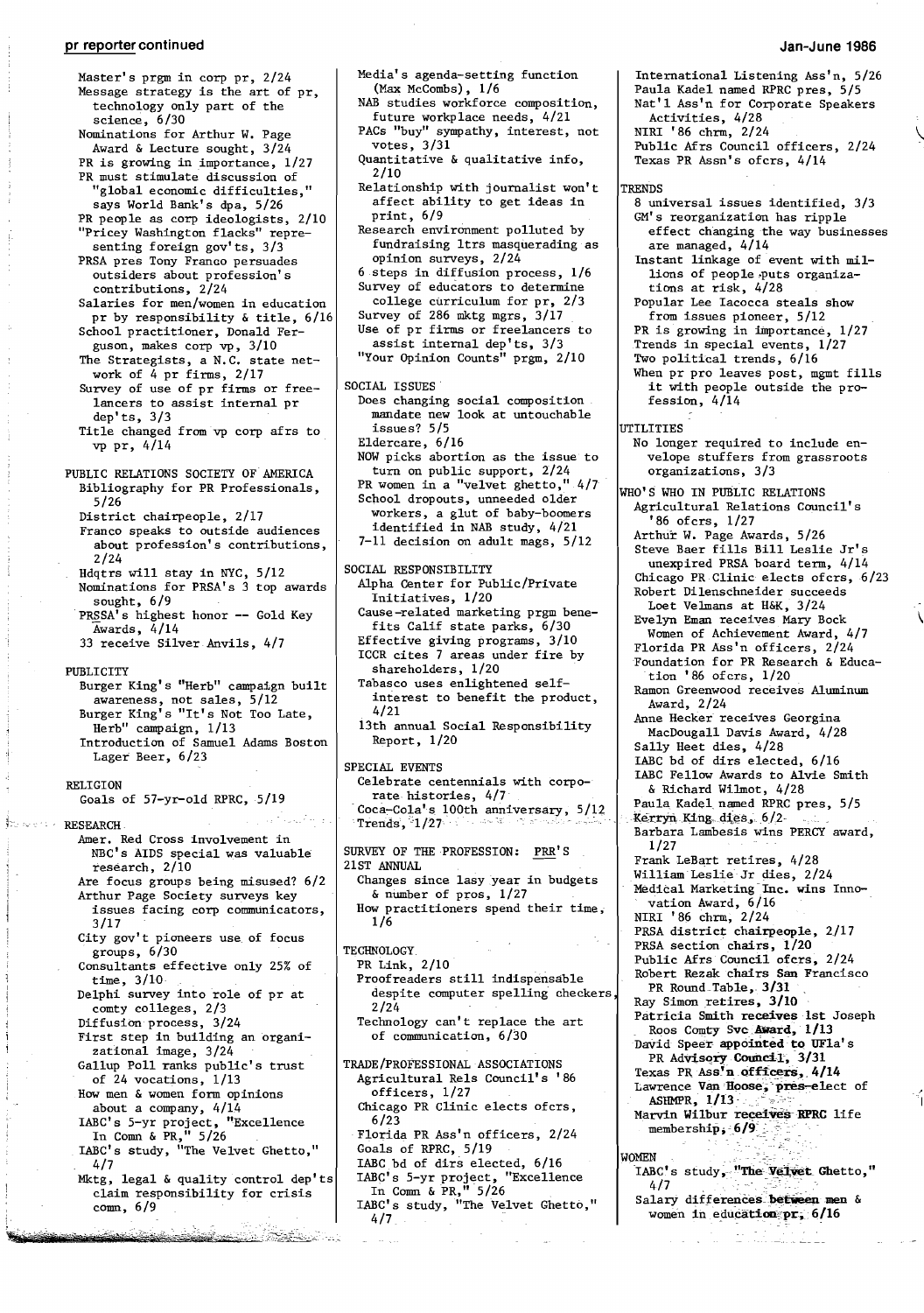Master's prgm in corp pr, 2/24
Message strategy is the art of pr, technology only part of the science, 6/30
Nominations for Arthur W. Page Award & Lecture sought, 3/24
PR is growing in importance, 1/27
PR must stimulate discussion of "global economic difficulties," says World Bank's dpa, 5/26
PR people as corp ideologists, 2/10
"Pricey Washington flacks" representing foreign gov'ts, 3/3
PRSA pres Tony Franco persuades outsiders about profession's contributions, 2/24
Salaries for men/women in education pr by responsibility & title, 6/16
School practitioner, Donald Ferguson, makes corp vp, 3/10
The Strategists, a N.C. state network of 4 pr firms, 2/17
Survey of use of pr firms or freelancers to assist internal pr dep'ts, 3/3
Title changed from vp corp afrs to vp pr, 4/14

PUBLIC RELATIONS SOCIETY OF AMERICA
Bibliography for PR Professionals, 5/26
District chairpeople, 2/17
Franco speaks to outside audiences about profession's contributions, 2/24
Hdqtrs will stay in NYC, 5/12
Nominations for PRSA's 3 top awards sought, 6/9
PRSA's highest honor -- Gold Key Awards, 4/14
33 receive Silver Anvils, 4/7

PUBLICITY
Burger King's "Herb" campaign built awareness, not sales, 5/12
Burger King's "It's Not Too Late, Herb" campaign, 1/13
Introduction of Samuel Adams Boston Lager Beer, 6/23

RELIGION
Goals of 57-yr-old RPRC, 5/19

RESEARCH
Amer. Red Cross involvement in NBC's AIDS special was valuable research, 2/10
Are focus groups being misused? 6/2
Arthur Page Society surveys key issues facing corp communicators, 3/17
City gov't pioneers use of focus groups, 6/30
Consultants effective only 25% of time, 3/10
Delphi survey into role of pr at comty colleges, 2/3
Diffusion process, 3/24
First step in building an organizational image, 3/24
Gallup Poll ranks public's trust of 24 vocations, 1/13
How men & women form opinions about a company, 4/14
IABC's 5-yr project, "Excellence In Comn & PR," 5/26
IABC's study, "The Velvet Ghetto," 4/7
Mktg, legal & quality control dep'ts claim responsibility for crisis comn, 6/9
Media's agenda-setting function (Max McCombs), 1/6
NAB studies workforce composition, future workplace needs, 4/21
PACs "buy" sympathy, interest, not votes, 3/31
Quantitative & qualitative info, 2/10
Relationship with journalist won't affect ability to get ideas in print, 6/9
Research environment polluted by fundraising ltrs masquerading as opinion surveys, 2/24
6 steps in diffusion process, 1/6
Survey of educators to determine college curriculum for pr, 2/3
Survey of 286 mktg mgrs, 3/17
Use of pr firms or freelancers to assist internal dep'ts, 3/3
"Your Opinion Counts" prgm, 2/10

SOCIAL ISSUES
Does changing social composition mandate new look at untouchable issues? 5/5
Eldercare, 6/16
NOW picks abortion as the issue to turn on public support, 2/24
PR women in a "velvet ghetto," 4/7
School dropouts, unneeded older workers, a glut of baby-boomers identified in NAB study, 4/21
7-11 decision on adult mags, 5/12

SOCIAL RESPONSIBILITY
Alpha Center for Public/Private Initiatives, 1/20
Cause-related marketing prgm benefits Calif state parks, 6/30
Effective giving programs, 3/10
ICCR cites 7 areas under fire by shareholders, 1/20
Tabasco uses enlightened self-interest to benefit the product, 4/21
13th annual Social Responsibility Report, 1/20

SPECIAL EVENTS
Celebrate centennials with corporate histories, 4/7
Coca-Cola's 100th anniversary, 5/12
Trends, 1/27

SURVEY OF THE PROFESSION: PRR'S 21ST ANNUAL
Changes since lasy year in budgets & number of pros, 1/27
How practitioners spend their time, 1/6

TECHNOLOGY
PR Link, 2/10
Proofreaders still indispensable despite computer spelling checkers, 2/24
Technology can't replace the art of communication, 6/30

TRADE/PROFESSIONAL ASSOCIATIONS
Agricultural Rels Council's '86 officers, 1/27
Chicago PR Clinic elects ofcrs, 6/23
Florida PR Ass'n officers, 2/24
Goals of RPRC, 5/19
IABC bd of dirs elected, 6/16
IABC's 5-yr project, "Excellence In Comn & PR," 5/26
IABC's study, "The Velvet Ghetto," 4/7
International Listening Ass'n, 5/26
Paula Kadel named RPRC pres, 5/5
Nat'l Ass'n for Corporate Speakers Activities, 4/28
NIRI '86 chrm, 2/24
Public Afrs Council officers, 2/24
Texas PR Assn's ofcrs, 4/14

TRENDS
8 universal issues identified, 3/3
GM's reorganization has ripple effect changing the way businesses are managed, 4/14
Instant linkage of event with millions of people puts organizations at risk, 4/28
Popular Lee Iacocca steals show from issues pioneer, 5/12
PR is growing in importance, 1/27
Trends in special events, 1/27
Two political trends, 6/16
When pr pro leaves post, mgmt fills it with people outside the profession, 4/14

UTILITIES
No longer required to include envelope stuffers from grassroots organizations, 3/3

WHO'S WHO IN PUBLIC RELATIONS
Agricultural Relations Council's '86 ofcrs, 1/27
Arthur W. Page Awards, 5/26
Steve Baer fills Bill Leslie Jr's unexpired PRSA board term, 4/14
Chicago PR Clinic elects ofcrs, 6/23
Robert Dilenschneider succeeds Loet Velmans at H&K, 3/24
Evelyn Eman receives Mary Bock Women of Achievement Award, 4/7
Florida PR Ass'n officers, 2/24
Foundation for PR Research & Education '86 ofcrs, 1/20
Ramon Greenwood receives Aluminum Award, 2/24
Anne Hecker receives Georgina MacDougall Davis Award, 4/28
Sally Heet dies, 4/28
IABC bd of dirs elected, 6/16
IABC Fellow Awards to Alvie Smith & Richard Wilmot, 4/28
Paula Kadel named RPRC pres, 5/5
Kerryn King dies, 6/2
Barbara Lambesis wins PERCY award, 1/27
Frank LeBart retires, 4/28
William Leslie Jr dies, 2/24
Medical Marketing Inc. wins Innovation Award, 6/16
NIRI '86 chrm, 2/24
PRSA district chairpeople, 2/17
PRSA section chairs, 1/20
Public Afrs Council ofcrs, 2/24
Robert Rezak chairs San Francisco PR Round Table, 3/31
Ray Simon retires, 3/10
Patricia Smith receives 1st Joseph Roos Comty Svc Award, 1/13
David Speer appointed to UFla's PR Advisory Council, 3/31
Texas PR Ass'n officers, 4/14
Lawrence Van Hoose, pres-elect of ASHMPR, 1/13
Marvin Wilbur receives RPRC life membership, 6/9

WOMEN
IABC's study, "The Velvet Ghetto," 4/7
Salary differences between men & women in education pr, 6/16